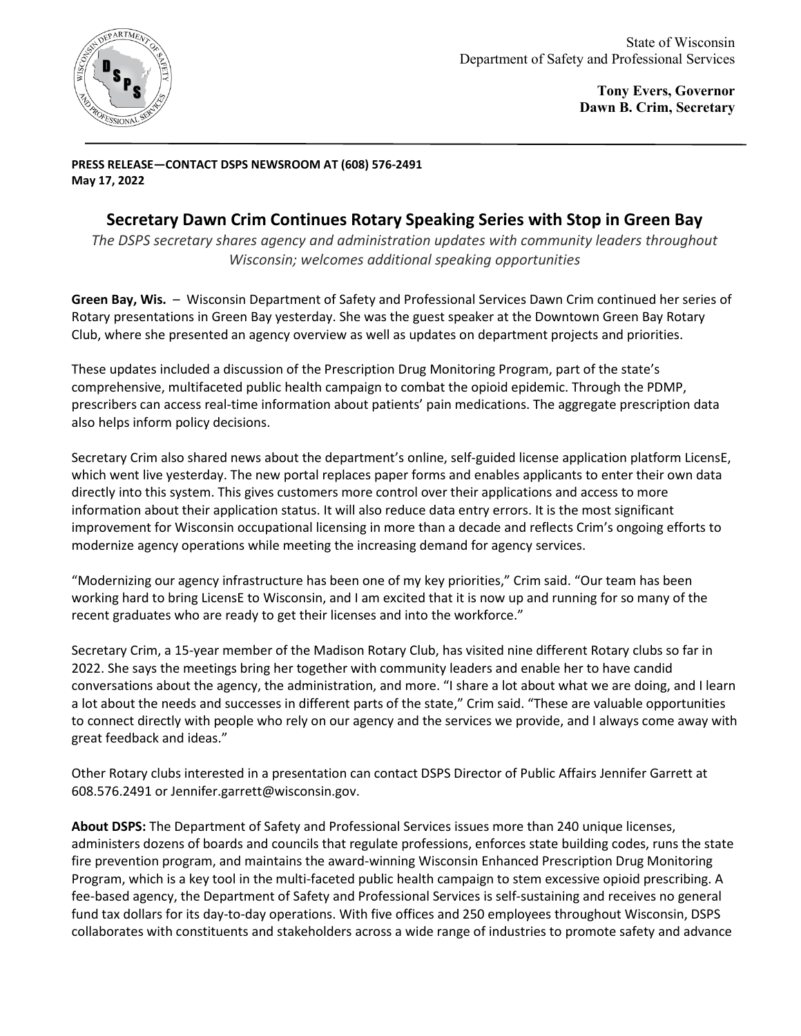State of Wisconsin
Department of Safety and Professional Services

**Tony Evers, Governor**
**Dawn B. Crim, Secretary**

**PRESS RELEASE—CONTACT DSPS NEWSROOM AT (608) 576-2491**
**May 17, 2022**

# Secretary Dawn Crim Continues Rotary Speaking Series with Stop in Green Bay

*The DSPS secretary shares agency and administration updates with community leaders throughout Wisconsin; welcomes additional speaking opportunities*

**Green Bay, Wis.** – Wisconsin Department of Safety and Professional Services Dawn Crim continued her series of Rotary presentations in Green Bay yesterday. She was the guest speaker at the Downtown Green Bay Rotary Club, where she presented an agency overview as well as updates on department projects and priorities.

These updates included a discussion of the Prescription Drug Monitoring Program, part of the state's comprehensive, multifaceted public health campaign to combat the opioid epidemic. Through the PDMP, prescribers can access real-time information about patients' pain medications. The aggregate prescription data also helps inform policy decisions.

Secretary Crim also shared news about the department's online, self-guided license application platform LicensE, which went live yesterday. The new portal replaces paper forms and enables applicants to enter their own data directly into this system. This gives customers more control over their applications and access to more information about their application status. It will also reduce data entry errors. It is the most significant improvement for Wisconsin occupational licensing in more than a decade and reflects Crim's ongoing efforts to modernize agency operations while meeting the increasing demand for agency services.

"Modernizing our agency infrastructure has been one of my key priorities," Crim said. "Our team has been working hard to bring LicensE to Wisconsin, and I am excited that it is now up and running for so many of the recent graduates who are ready to get their licenses and into the workforce."

Secretary Crim, a 15-year member of the Madison Rotary Club, has visited nine different Rotary clubs so far in 2022. She says the meetings bring her together with community leaders and enable her to have candid conversations about the agency, the administration, and more. "I share a lot about what we are doing, and I learn a lot about the needs and successes in different parts of the state," Crim said. "These are valuable opportunities to connect directly with people who rely on our agency and the services we provide, and I always come away with great feedback and ideas."

Other Rotary clubs interested in a presentation can contact DSPS Director of Public Affairs Jennifer Garrett at 608.576.2491 or Jennifer.garrett@wisconsin.gov.

**About DSPS:** The Department of Safety and Professional Services issues more than 240 unique licenses, administers dozens of boards and councils that regulate professions, enforces state building codes, runs the state fire prevention program, and maintains the award-winning Wisconsin Enhanced Prescription Drug Monitoring Program, which is a key tool in the multi-faceted public health campaign to stem excessive opioid prescribing. A fee-based agency, the Department of Safety and Professional Services is self-sustaining and receives no general fund tax dollars for its day-to-day operations. With five offices and 250 employees throughout Wisconsin, DSPS collaborates with constituents and stakeholders across a wide range of industries to promote safety and advance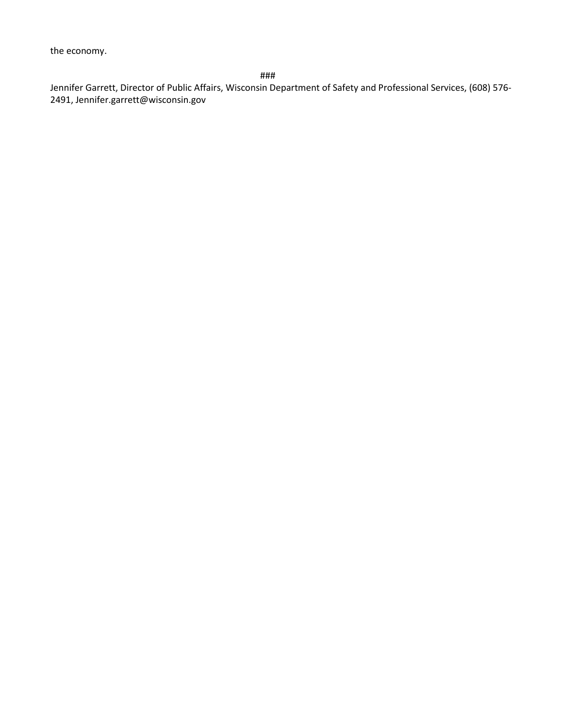the economy.

###

Jennifer Garrett, Director of Public Affairs, Wisconsin Department of Safety and Professional Services, (608) 576-2491, Jennifer.garrett@wisconsin.gov